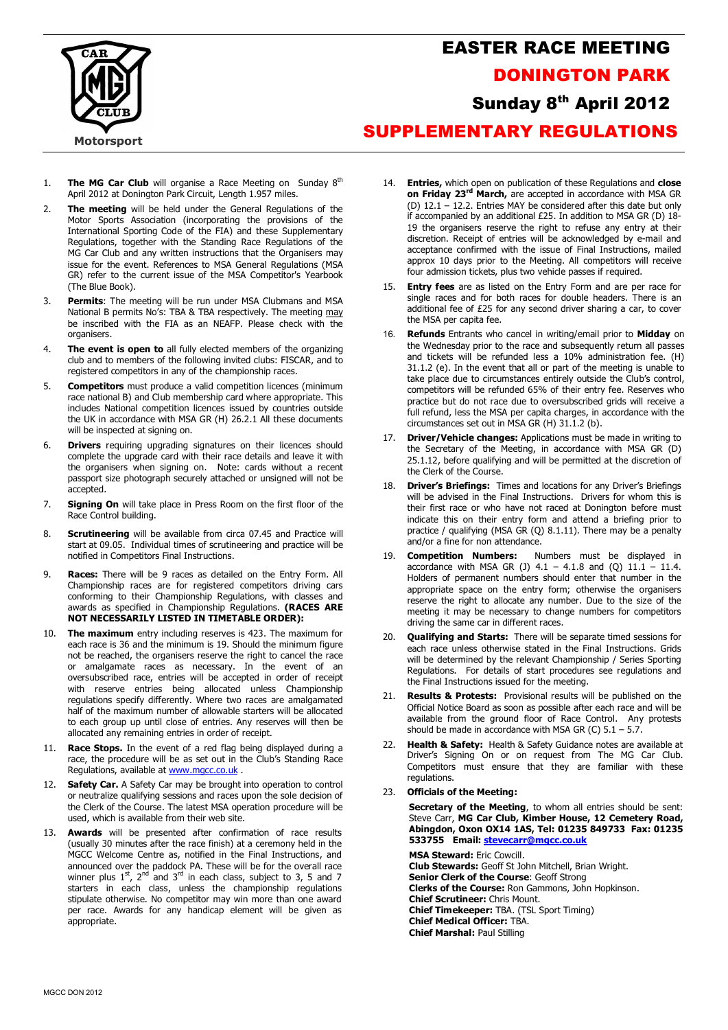# EASTER RACE MEETING

## DONINGTON PARK

## Sunday 8th April 2012

## SUPPLEMENTARY REGULATIONS

1. **The MG Car Club** will organise a Race Meeting on Sunday 8th April 2012 at Donington Park Circuit, Length 1.957 miles.
2. **The meeting** will be held under the General Regulations of the Motor Sports Association (incorporating the provisions of the International Sporting Code of the FIA) and these Supplementary Regulations, together with the Standing Race Regulations of the MG Car Club and any written instructions that the Organisers may issue for the event. References to MSA General Regulations (MSA GR) refer to the current issue of the MSA Competitor's Yearbook (The Blue Book).
3. **Permits**: The meeting will be run under MSA Clubmans and MSA National B permits No's: TBA & TBA respectively. The meeting may be inscribed with the FIA as an NEAFP. Please check with the organisers.
4. **The event is open to** all fully elected members of the organizing club and to members of the following invited clubs: FISCAR, and to registered competitors in any of the championship races.
5. **Competitors** must produce a valid competition licences (minimum race national B) and Club membership card where appropriate. This includes National competition licences issued by countries outside the UK in accordance with MSA GR (H) 26.2.1 All these documents will be inspected at signing on.
6. **Drivers** requiring upgrading signatures on their licences should complete the upgrade card with their race details and leave it with the organisers when signing on. Note: cards without a recent passport size photograph securely attached or unsigned will not be accepted.
7. **Signing On** will take place in Press Room on the first floor of the Race Control building.
8. **Scrutineering** will be available from circa 07.45 and Practice will start at 09.05. Individual times of scrutineering and practice will be notified in Competitors Final Instructions.
9. **Races:** There will be 9 races as detailed on the Entry Form. All Championship races are for registered competitors driving cars conforming to their Championship Regulations, with classes and awards as specified in Championship Regulations. **(RACES ARE NOT NECESSARILY LISTED IN TIMETABLE ORDER):**
10. **The maximum** entry including reserves is 423. The maximum for each race is 36 and the minimum is 19. Should the minimum figure not be reached, the organisers reserve the right to cancel the race or amalgamate races as necessary. In the event of an oversubscribed race, entries will be accepted in order of receipt with reserve entries being allocated unless Championship regulations specify differently. Where two races are amalgamated half of the maximum number of allowable starters will be allocated to each group up until close of entries. Any reserves will then be allocated any remaining entries in order of receipt.
11. **Race Stops.** In the event of a red flag being displayed during a race, the procedure will be as set out in the Club's Standing Race Regulations, available at www.mgcc.co.uk .
12. **Safety Car.** A Safety Car may be brought into operation to control or neutralize qualifying sessions and races upon the sole decision of the Clerk of the Course. The latest MSA operation procedure will be used, which is available from their web site.
13. **Awards** will be presented after confirmation of race results (usually 30 minutes after the race finish) at a ceremony held in the MGCC Welcome Centre as, notified in the Final Instructions, and announced over the paddock PA. These will be for the overall race winner plus 1st, 2nd and 3rd in each class, subject to 3, 5 and 7 starters in each class, unless the championship regulations stipulate otherwise. No competitor may win more than one award per race. Awards for any handicap element will be given as appropriate.
14. **Entries,** which open on publication of these Regulations and **close on Friday 23rd March,** are accepted in accordance with MSA GR (D) 12.1 – 12.2. Entries MAY be considered after this date but only if accompanied by an additional £25. In addition to MSA GR (D) 18-19 the organisers reserve the right to refuse any entry at their discretion. Receipt of entries will be acknowledged by e-mail and acceptance confirmed with the issue of Final Instructions, mailed approx 10 days prior to the Meeting. All competitors will receive four admission tickets, plus two vehicle passes if required.
15. **Entry fees** are as listed on the Entry Form and are per race for single races and for both races for double headers. There is an additional fee of £25 for any second driver sharing a car, to cover the MSA per capita fee.
16. **Refunds** Entrants who cancel in writing/email prior to **Midday** on the Wednesday prior to the race and subsequently return all passes and tickets will be refunded less a 10% administration fee. (H) 31.1.2 (e). In the event that all or part of the meeting is unable to take place due to circumstances entirely outside the Club's control, competitors will be refunded 65% of their entry fee. Reserves who practice but do not race due to oversubscribed grids will receive a full refund, less the MSA per capita charges, in accordance with the circumstances set out in MSA GR (H) 31.1.2 (b).
17. **Driver/Vehicle changes:** Applications must be made in writing to the Secretary of the Meeting, in accordance with MSA GR (D) 25.1.12, before qualifying and will be permitted at the discretion of the Clerk of the Course.
18. **Driver's Briefings:** Times and locations for any Driver's Briefings will be advised in the Final Instructions. Drivers for whom this is their first race or who have not raced at Donington before must indicate this on their entry form and attend a briefing prior to practice / qualifying (MSA GR (Q) 8.1.11). There may be a penalty and/or a fine for non attendance.
19. **Competition Numbers:** Numbers must be displayed in accordance with MSA GR (J) 4.1 – 4.1.8 and (Q) 11.1 – 11.4. Holders of permanent numbers should enter that number in the appropriate space on the entry form; otherwise the organisers reserve the right to allocate any number. Due to the size of the meeting it may be necessary to change numbers for competitors driving the same car in different races.
20. **Qualifying and Starts:** There will be separate timed sessions for each race unless otherwise stated in the Final Instructions. Grids will be determined by the relevant Championship / Series Sporting Regulations. For details of start procedures see regulations and the Final Instructions issued for the meeting.
21. **Results & Protests:** Provisional results will be published on the Official Notice Board as soon as possible after each race and will be available from the ground floor of Race Control. Any protests should be made in accordance with MSA GR (C) 5.1 – 5.7.
22. **Health & Safety:** Health & Safety Guidance notes are available at Driver's Signing On or on request from The MG Car Club. Competitors must ensure that they are familiar with these regulations.
23. **Officials of the Meeting:**

**Secretary of the Meeting**, to whom all entries should be sent: Steve Carr, **MG Car Club, Kimber House, 12 Cemetery Road, Abingdon, Oxon OX14 1AS, Tel: 01235 849733 Fax: 01235 533755 Email: stevecarr@mgcc.co.uk**

**MSA Steward:** Eric Cowcill.
**Club Stewards:** Geoff St John Mitchell, Brian Wright.
**Senior Clerk of the Course**: Geoff Strong
**Clerks of the Course:** Ron Gammons, John Hopkinson.
**Chief Scrutineer:** Chris Mount.
**Chief Timekeeper:** TBA. (TSL Sport Timing)
**Chief Medical Officer:** TBA.
**Chief Marshal:** Paul Stilling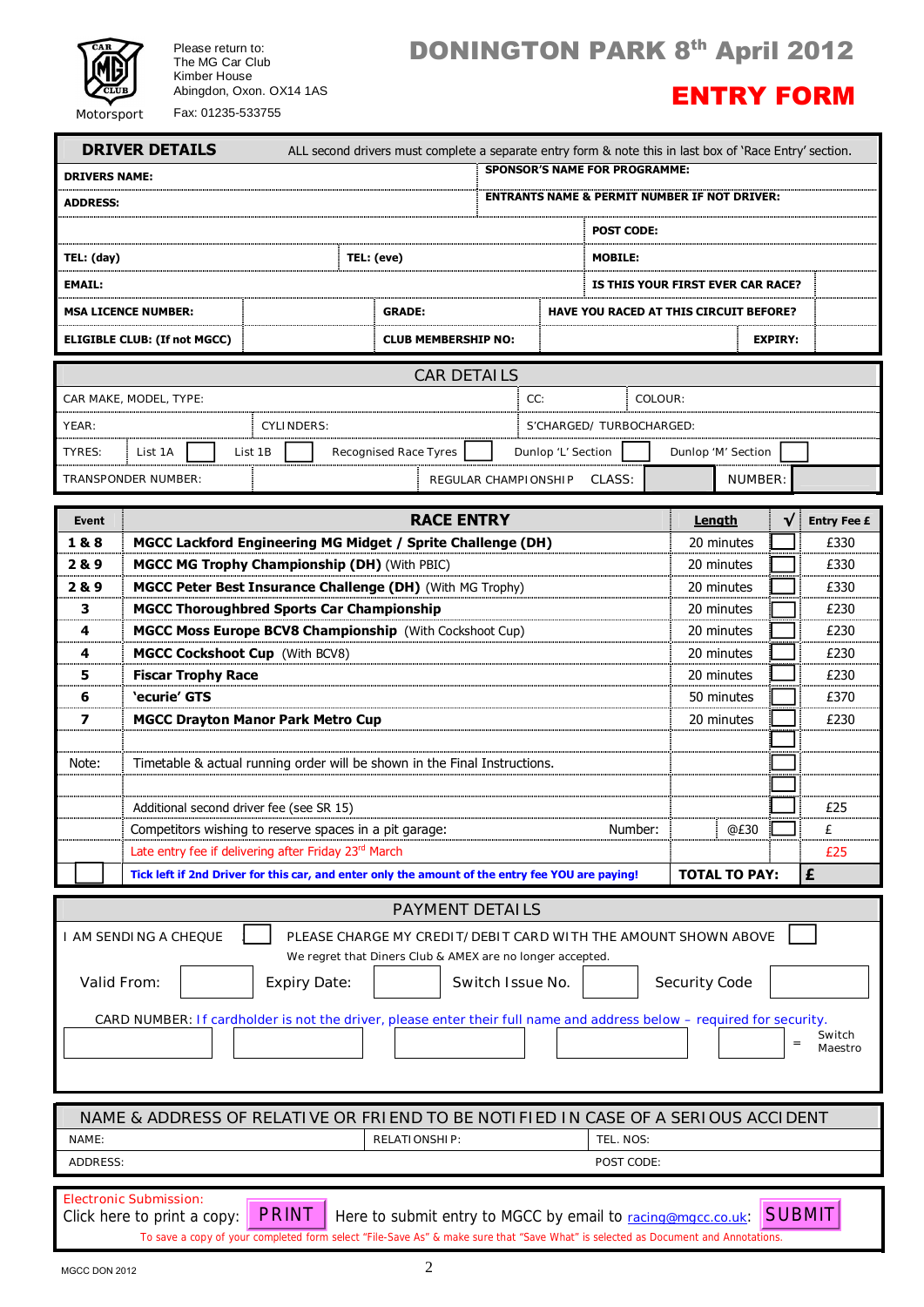Car Club MG Motorsport

Please return to:
The MG Car Club
Kimber House
Abingdon, Oxon. OX14 1AS

Fax: 01235-533755

# DONINGTON PARK 8th April 2012

# ENTRY FORM

## DRIVER DETAILS

ALL second drivers must complete a separate entry form & note this in last box of 'Race Entry' section.

| | | | |
|---|---|---|---|
| **DRIVERS NAME:** | | **SPONSOR'S NAME FOR PROGRAMME:** | |
| **ADDRESS:** | | **ENTRANTS NAME & PERMIT NUMBER IF NOT DRIVER:** | |
| | | **POST CODE:** | |
| **TEL: (day)** | **TEL: (eve)** | **MOBILE:** | |
| **EMAIL:** | | **IS THIS YOUR FIRST EVER CAR RACE?** | |
| **MSA LICENCE NUMBER:** | **GRADE:** | **HAVE YOU RACED AT THIS CIRCUIT BEFORE?** | |
| **ELIGIBLE CLUB: (If not MGCC)** | **CLUB MEMBERSHIP NO:** | **EXPIRY:** | |

## CAR DETAILS

| | | | |
|---|---|---|---|
| CAR MAKE, MODEL, TYPE: | | CC: | COLOUR: |
| YEAR: | CYLINDERS: | S'CHARGED/ TURBOCHARGED: | |
| TYRES: List 1A ☐ | List 1B ☐ | Recognised Race Tyres ☐ | Dunlop 'L' Section ☐ Dunlop 'M' Section ☐ |
| TRANSPONDER NUMBER: | | REGULAR CHAMPIONSHIP CLASS: | NUMBER: |

## RACE ENTRY

| Event | RACE ENTRY | Length | √ | Entry Fee £ |
|---|---|---|---|---|
| **1 & 8** | **MGCC Lackford Engineering MG Midget / Sprite Challenge (DH)** | 20 minutes | ☐ | £330 |
| **2 & 9** | **MGCC MG Trophy Championship (DH)** (With PBIC) | 20 minutes | ☐ | £330 |
| **2 & 9** | **MGCC Peter Best Insurance Challenge (DH)** (With MG Trophy) | 20 minutes | ☐ | £330 |
| **3** | **MGCC Thoroughbred Sports Car Championship** | 20 minutes | ☐ | £230 |
| **4** | **MGCC Moss Europe BCV8 Championship** (With Cockshoot Cup) | 20 minutes | ☐ | £230 |
| **4** | **MGCC Cockshoot Cup** (With BCV8) | 20 minutes | ☐ | £230 |
| **5** | **Fiscar Trophy Race** | 20 minutes | ☐ | £230 |
| **6** | **'ecurie' GTS** | 50 minutes | ☐ | £370 |
| **7** | **MGCC Drayton Manor Park Metro Cup** | 20 minutes | ☐ | £230 |
| | | | ☐ | |
| Note: | Timetable & actual running order will be shown in the Final Instructions. | | ☐ | |
| | | | ☐ | |
| | Additional second driver fee (see SR 15) | | ☐ | £25 |
| | Competitors wishing to reserve spaces in a pit garage: Number: | @£30 | ☐ | £ |
| | Late entry fee if delivering after Friday 23rd March | | | £25 |
| ☐ | **Tick left if 2nd Driver for this car, and enter only the amount of the entry fee YOU are paying!** | **TOTAL TO PAY:** | | **£** |

## PAYMENT DETAILS

I AM SENDING A CHEQUE ☐ PLEASE CHARGE MY CREDIT/DEBIT CARD WITH THE AMOUNT SHOWN ABOVE ☐

We regret that Diners Club & AMEX are no longer accepted.

Valid From: ____ Expiry Date: ____ Switch Issue No. ____ Security Code ____

CARD NUMBER: If cardholder is not the driver, please enter their full name and address below – required for security.

____ ____ ____ ____ ____ = Switch Maestro

## NAME & ADDRESS OF RELATIVE OR FRIEND TO BE NOTIFIED IN CASE OF A SERIOUS ACCIDENT

| | | |
|---|---|---|
| NAME: | RELATIONSHIP: | TEL. NOS: |
| ADDRESS: | | POST CODE: |

Electronic Submission:
Click here to print a copy: **PRINT** Here to submit entry to MGCC by email to racing@mgcc.co.uk: **SUBMIT**

To save a copy of your completed form select "File-Save As" & make sure that "Save What" is selected as Document and Annotations.

MGCC DON 2012